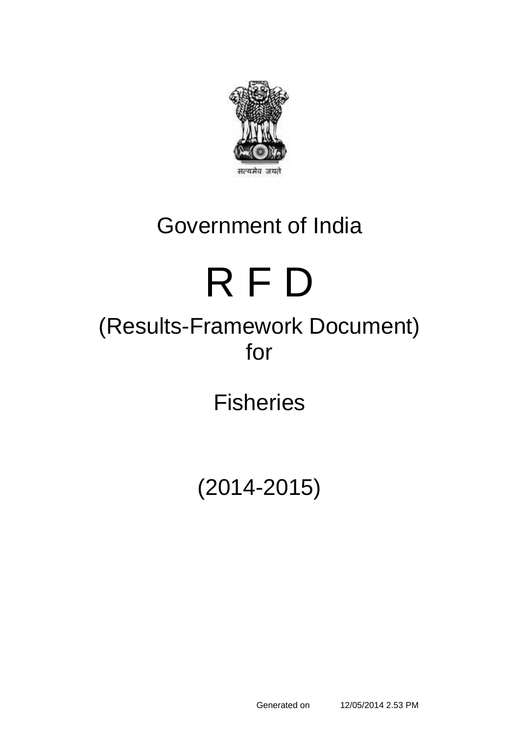सत्यमेव जयते

# Government of India

# R F D

## (Results-Framework Document) for

## Fisheries

## (2014-2015)

Generated on 12/05/2014 2.53 PM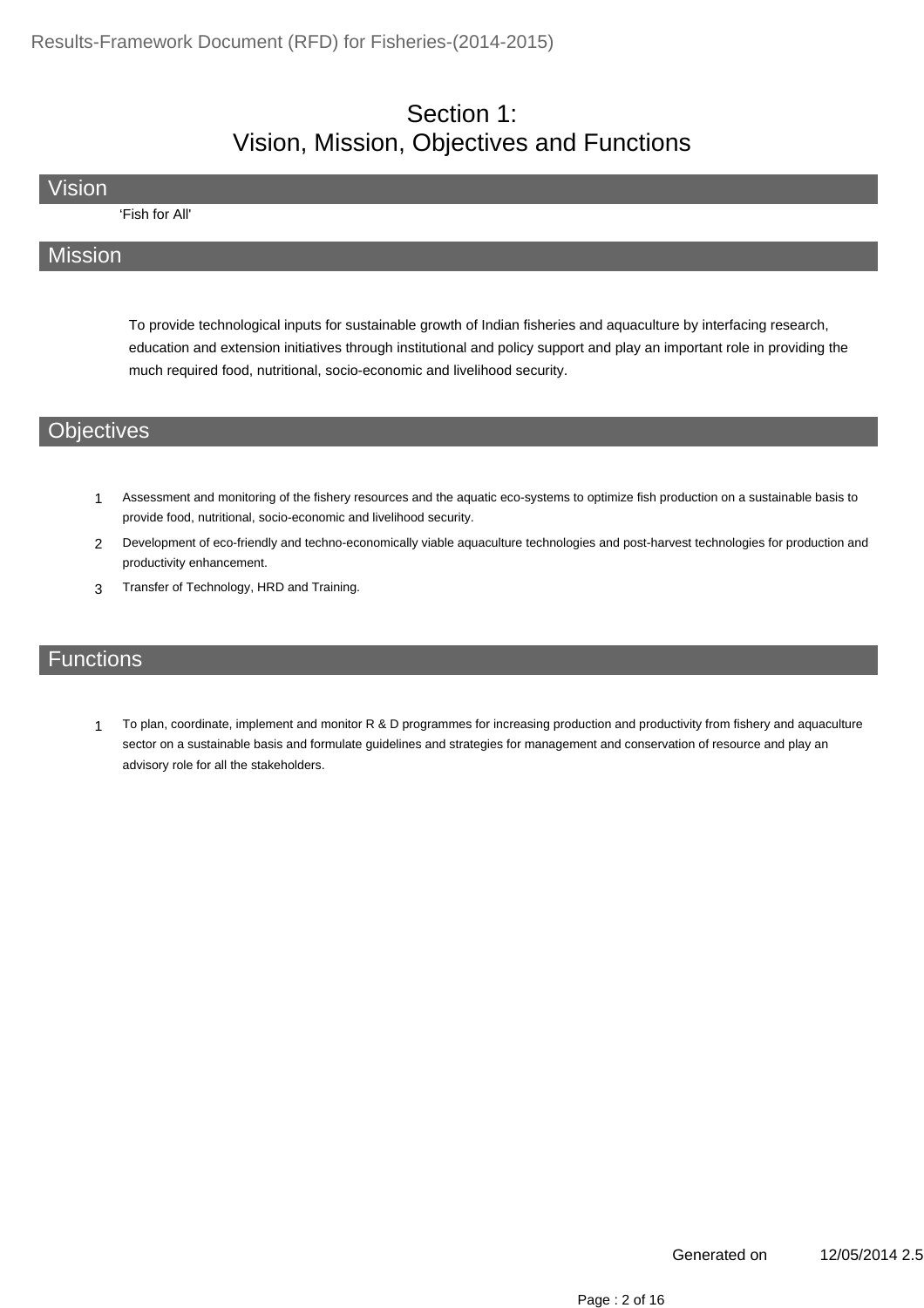# Section 1:
# Vision, Mission, Objectives and Functions

## Vision

‘Fish for All'

## Mission

To provide technological inputs for sustainable growth of Indian fisheries and aquaculture by interfacing research, education and extension initiatives through institutional and policy support and play an important role in providing the much required food, nutritional, socio-economic and livelihood security.

## Objectives

1. Assessment and monitoring of the fishery resources and the aquatic eco-systems to optimize fish production on a sustainable basis to provide food, nutritional, socio-economic and livelihood security.
2. Development of eco-friendly and techno-economically viable aquaculture technologies and post-harvest technologies for production and productivity enhancement.
3. Transfer of Technology, HRD and Training.

## Functions

1. To plan, coordinate, implement and monitor R & D programmes for increasing production and productivity from fishery and aquaculture sector on a sustainable basis and formulate guidelines and strategies for management and conservation of resource and play an advisory role for all the stakeholders.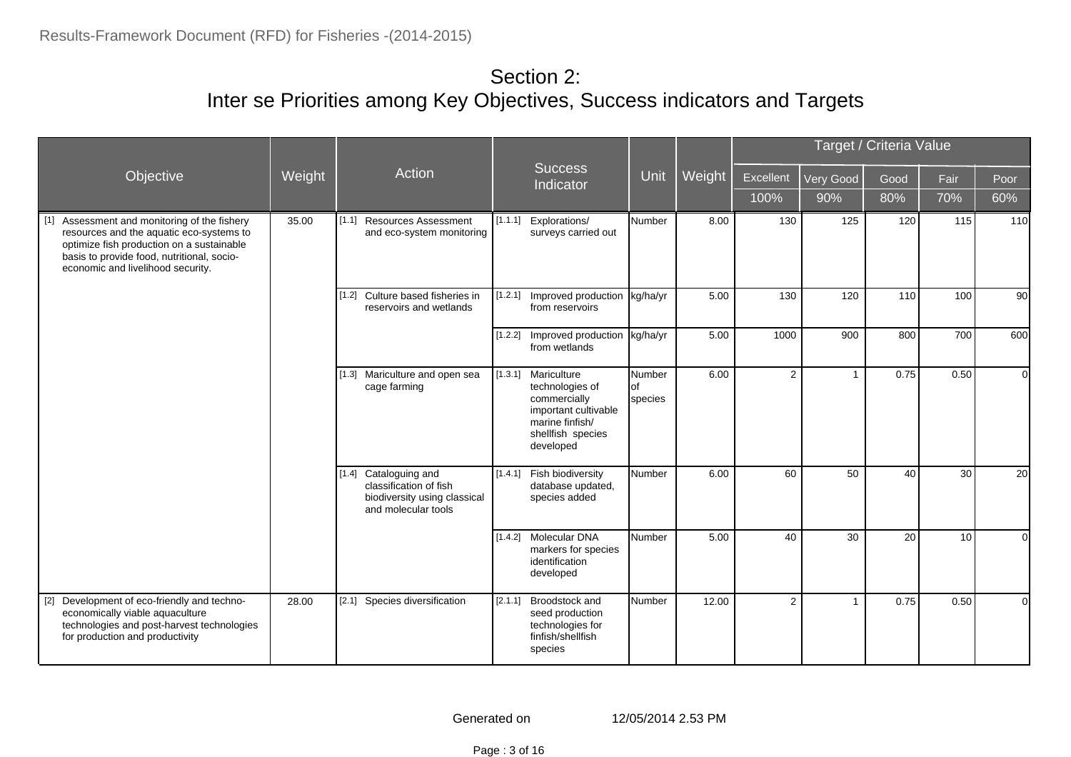# Section 2:
## Inter se Priorities among Key Objectives, Success indicators and Targets

| Objective | Weight | Action | Success Indicator | Unit | Weight | Target / Criteria Value | | | | |
|---|---|---|---|---|---|---|---|---|---|---|
| | | | | | | Excellent | Very Good | Good | Fair | Poor |
| | | | | | | 100% | 90% | 80% | 70% | 60% |
| [1] Assessment and monitoring of the fishery resources and the aquatic eco-systems to optimize fish production on a sustainable basis to provide food, nutritional, socio-economic and livelihood security. | 35.00 | [1.1] Resources Assessment and eco-system monitoring | [1.1.1] Explorations/ surveys carried out | Number | 8.00 | 130 | 125 | 120 | 115 | 110 |
| | | [1.2] Culture based fisheries in reservoirs and wetlands | [1.2.1] Improved production from reservoirs | kg/ha/yr | 5.00 | 130 | 120 | 110 | 100 | 90 |
| | | | [1.2.2] Improved production from wetlands | kg/ha/yr | 5.00 | 1000 | 900 | 800 | 700 | 600 |
| | | [1.3] Mariculture and open sea cage farming | [1.3.1] Mariculture technologies of commercially important cultivable marine finfish/ shellfish species developed | Number of species | 6.00 | 2 | 1 | 0.75 | 0.50 | 0 |
| | | [1.4] Cataloguing and classification of fish biodiversity using classical and molecular tools | [1.4.1] Fish biodiversity database updated, species added | Number | 6.00 | 60 | 50 | 40 | 30 | 20 |
| | | | [1.4.2] Molecular DNA markers for species identification developed | Number | 5.00 | 40 | 30 | 20 | 10 | 0 |
| [2] Development of eco-friendly and techno-economically viable aquaculture technologies and post-harvest technologies for production and productivity | 28.00 | [2.1] Species diversification | [2.1.1] Broodstock and seed production technologies for finfish/shellfish species | Number | 12.00 | 2 | 1 | 0.75 | 0.50 | 0 |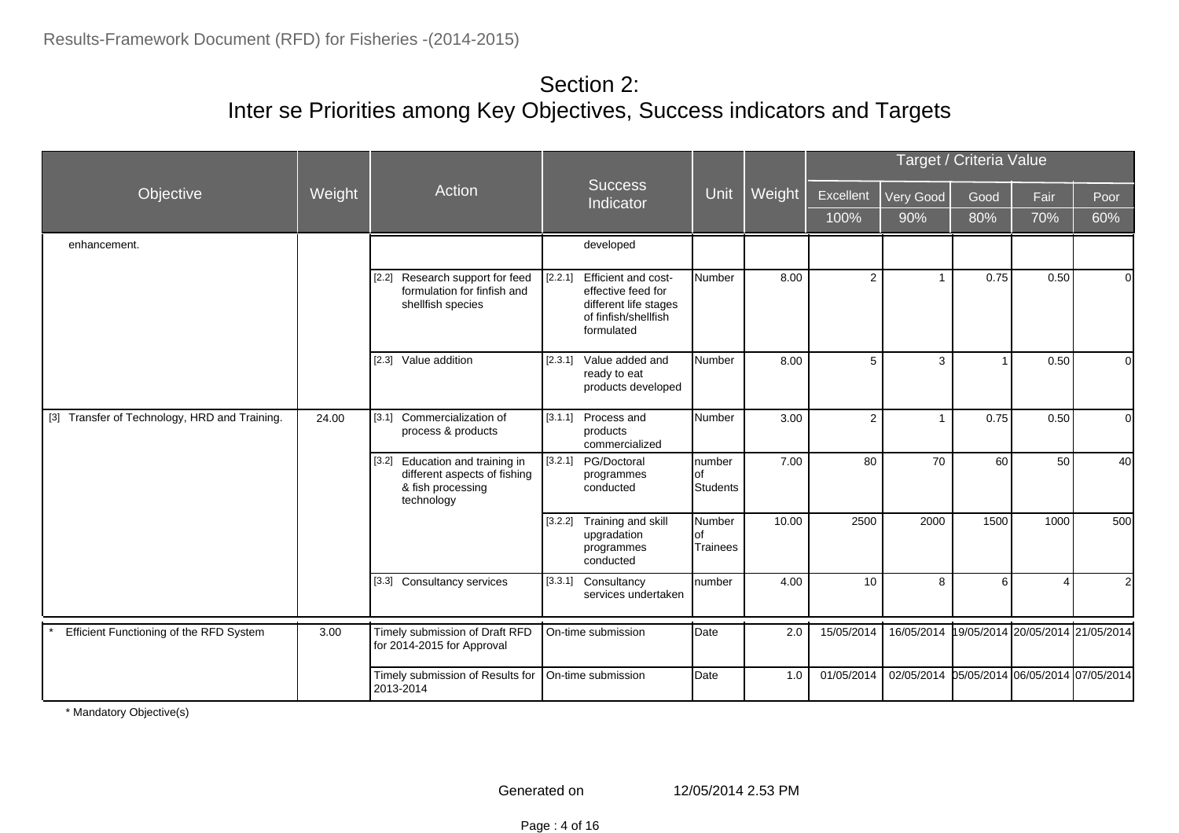## Section 2:
## Inter se Priorities among Key Objectives, Success indicators and Targets

| Objective | Weight | Action | Success Indicator | Unit | Weight | Target / Criteria Value | | | | |
|---|---|---|---|---|---|---|---|---|---|---|
| | | | | | | Excellent | Very Good | Good | Fair | Poor |
| | | | | | | 100% | 90% | 80% | 70% | 60% |
| enhancement. | | | developed | | | | | | | |
| | | [2.2] Research support for feed formulation for finfish and shellfish species | [2.2.1] Efficient and cost-effective feed for different life stages of finfish/shellfish formulated | Number | 8.00 | 2 | 1 | 0.75 | 0.50 | 0 |
| | | [2.3] Value addition | [2.3.1] Value added and ready to eat products developed | Number | 8.00 | 5 | 3 | 1 | 0.50 | 0 |
| [3] Transfer of Technology, HRD and Training. | 24.00 | [3.1] Commercialization of process & products | [3.1.1] Process and products commercialized | Number | 3.00 | 2 | 1 | 0.75 | 0.50 | 0 |
| | | [3.2] Education and training in different aspects of fishing & fish processing technology | [3.2.1] PG/Doctoral programmes conducted | number of Students | 7.00 | 80 | 70 | 60 | 50 | 40 |
| | | | [3.2.2] Training and skill upgradation programmes conducted | Number of Trainees | 10.00 | 2500 | 2000 | 1500 | 1000 | 500 |
| | | [3.3] Consultancy services | [3.3.1] Consultancy services undertaken | number | 4.00 | 10 | 8 | 6 | 4 | 2 |
| * Efficient Functioning of the RFD System | 3.00 | Timely submission of Draft RFD for 2014-2015 for Approval | On-time submission | Date | 2.0 | 15/05/2014 | 16/05/2014 | 19/05/2014 | 20/05/2014 | 21/05/2014 |
| | | Timely submission of Results for 2013-2014 | On-time submission | Date | 1.0 | 01/05/2014 | 02/05/2014 | 05/05/2014 | 06/05/2014 | 07/05/2014 |

* Mandatory Objective(s)

Generated on 12/05/2014 2.53 PM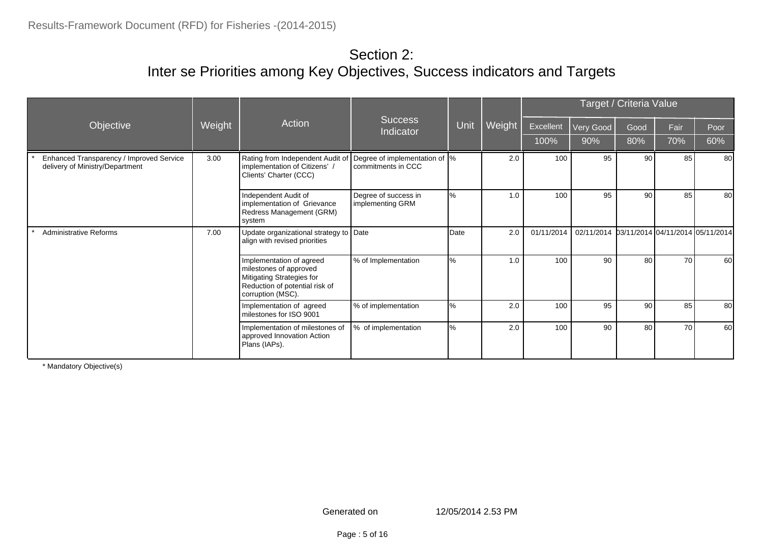# Section 2:
## Inter se Priorities among Key Objectives, Success indicators and Targets

| Objective | Weight | Action | Success Indicator | Unit | Weight | Target / Criteria Value | | | | |
|---|---|---|---|---|---|---|---|---|---|---|
| | | | | | | Excellent | Very Good | Good | Fair | Poor |
| | | | | | | 100% | 90% | 80% | 70% | 60% |
| * Enhanced Transparency / Improved Service delivery of Ministry/Department | 3.00 | Rating from Independent Audit of implementation of Citizens' / Clients' Charter (CCC) | Degree of implementation of commitments in CCC | % | 2.0 | 100 | 95 | 90 | 85 | 80 |
| | | Independent Audit of implementation of Grievance Redress Management (GRM) system | Degree of success in implementing GRM | % | 1.0 | 100 | 95 | 90 | 85 | 80 |
| * Administrative Reforms | 7.00 | Update organizational strategy to align with revised priorities | Date | Date | 2.0 | 01/11/2014 | 02/11/2014 | 03/11/2014 | 04/11/2014 | 05/11/2014 |
| | | Implementation of agreed milestones of approved Mitigating Strategies for Reduction of potential risk of corruption (MSC). | % of Implementation | % | 1.0 | 100 | 90 | 80 | 70 | 60 |
| | | Implementation of agreed milestones for ISO 9001 | % of implementation | % | 2.0 | 100 | 95 | 90 | 85 | 80 |
| | | Implementation of milestones of approved Innovation Action Plans (IAPs). | % of implementation | % | 2.0 | 100 | 90 | 80 | 70 | 60 |

* Mandatory Objective(s)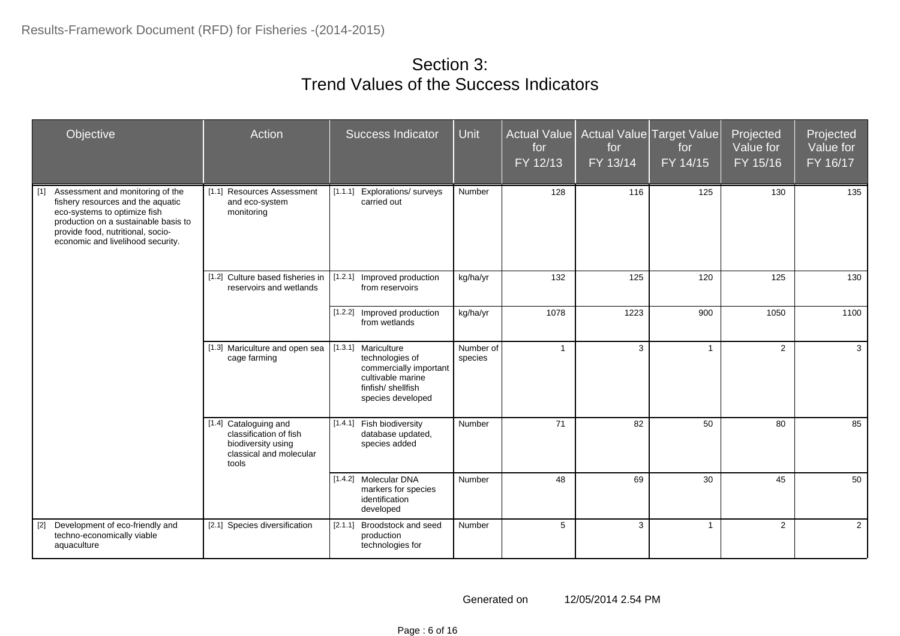# Section 3:
# Trend Values of the Success Indicators

| Objective | Action | Success Indicator | Unit | Actual Value for FY 12/13 | Actual Value for FY 13/14 | Target Value for FY 14/15 | Projected Value for FY 15/16 | Projected Value for FY 16/17 |
|---|---|---|---|---|---|---|---|---|
| [1] Assessment and monitoring of the fishery resources and the aquatic eco-systems to optimize fish production on a sustainable basis to provide food, nutritional, socio-economic and livelihood security. | [1.1] Resources Assessment and eco-system monitoring | [1.1.1] Explorations/ surveys carried out | Number | 128 | 116 | 125 | 130 | 135 |
| | [1.2] Culture based fisheries in reservoirs and wetlands | [1.2.1] Improved production from reservoirs | kg/ha/yr | 132 | 125 | 120 | 125 | 130 |
| | | [1.2.2] Improved production from wetlands | kg/ha/yr | 1078 | 1223 | 900 | 1050 | 1100 |
| | [1.3] Mariculture and open sea cage farming | [1.3.1] Mariculture technologies of commercially important cultivable marine finfish/ shellfish species developed | Number of species | 1 | 3 | 1 | 2 | 3 |
| | [1.4] Cataloguing and classification of fish biodiversity using classical and molecular tools | [1.4.1] Fish biodiversity database updated, species added | Number | 71 | 82 | 50 | 80 | 85 |
| | | [1.4.2] Molecular DNA markers for species identification developed | Number | 48 | 69 | 30 | 45 | 50 |
| [2] Development of eco-friendly and techno-economically viable aquaculture | [2.1] Species diversification | [2.1.1] Broodstock and seed production technologies for | Number | 5 | 3 | 1 | 2 | 2 |

Generated on 12/05/2014 2.54 PM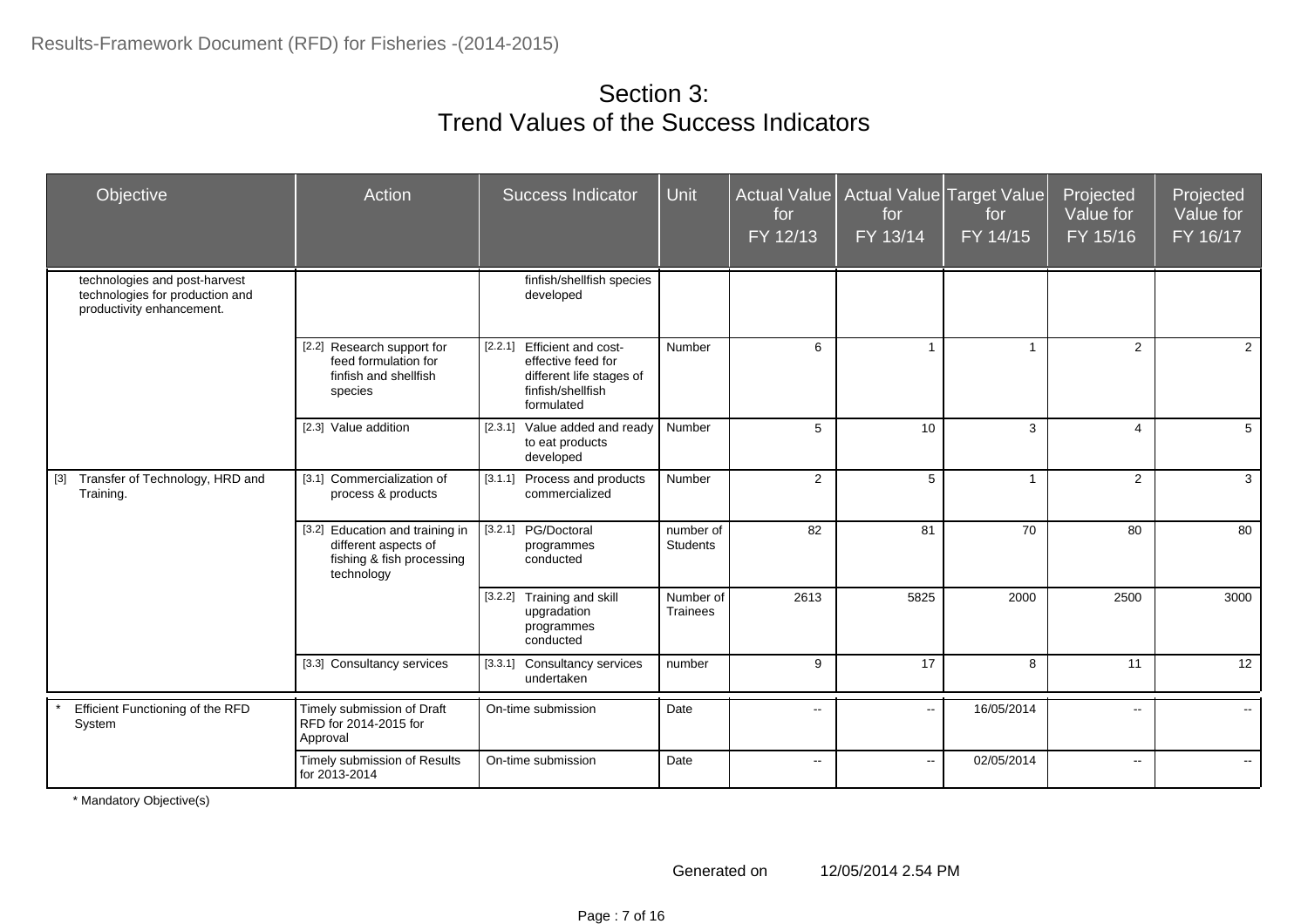# Section 3:
# Trend Values of the Success Indicators

| Objective | Action | Success Indicator | Unit | Actual Value for FY 12/13 | Actual Value for FY 13/14 | Target Value for FY 14/15 | Projected Value for FY 15/16 | Projected Value for FY 16/17 |
|---|---|---|---|---|---|---|---|---|
| technologies and post-harvest technologies for production and productivity enhancement. | | finfish/shellfish species developed | | | | | | |
| | [2.2] Research support for feed formulation for finfish and shellfish species | [2.2.1] Efficient and cost-effective feed for different life stages of finfish/shellfish formulated | Number | 6 | 1 | 1 | 2 | 2 |
| | [2.3] Value addition | [2.3.1] Value added and ready to eat products developed | Number | 5 | 10 | 3 | 4 | 5 |
| [3] Transfer of Technology, HRD and Training. | [3.1] Commercialization of process & products | [3.1.1] Process and products commercialized | Number | 2 | 5 | 1 | 2 | 3 |
| | [3.2] Education and training in different aspects of fishing & fish processing technology | [3.2.1] PG/Doctoral programmes conducted | number of Students | 82 | 81 | 70 | 80 | 80 |
| | | [3.2.2] Training and skill upgradation programmes conducted | Number of Trainees | 2613 | 5825 | 2000 | 2500 | 3000 |
| | [3.3] Consultancy services | [3.3.1] Consultancy services undertaken | number | 9 | 17 | 8 | 11 | 12 |
| * Efficient Functioning of the RFD System | Timely submission of Draft RFD for 2014-2015 for Approval | On-time submission | Date | -- | -- | 16/05/2014 | -- | -- |
| | Timely submission of Results for 2013-2014 | On-time submission | Date | -- | -- | 02/05/2014 | -- | -- |

* Mandatory Objective(s)

Generated on 12/05/2014 2.54 PM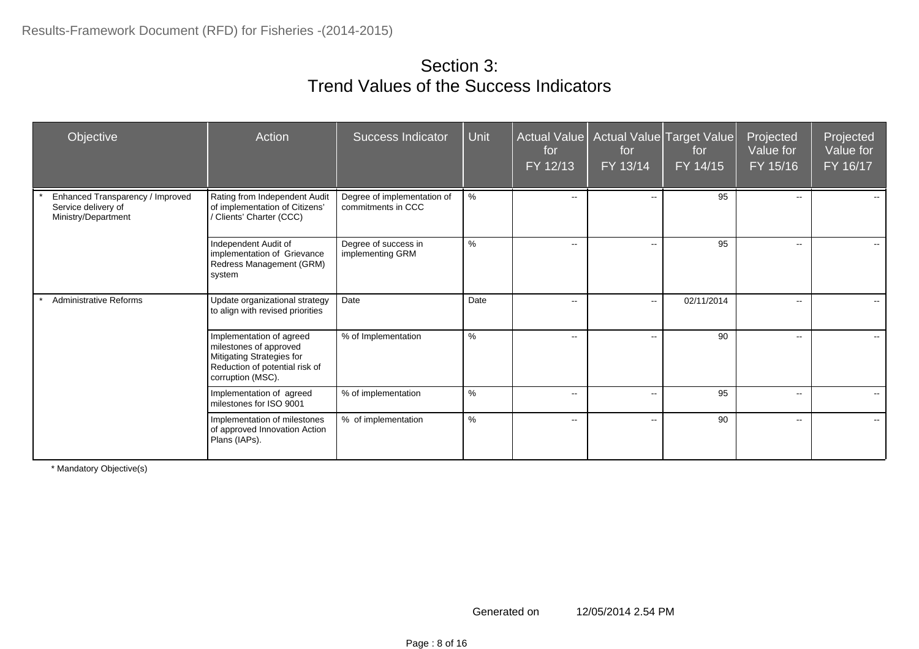# Section 3:
# Trend Values of the Success Indicators

| Objective | Action | Success Indicator | Unit | Actual Value for FY 12/13 | Actual Value for FY 13/14 | Target Value for FY 14/15 | Projected Value for FY 15/16 | Projected Value for FY 16/17 |
|---|---|---|---|---|---|---|---|---|
| * Enhanced Transparency / Improved Service delivery of Ministry/Department | Rating from Independent Audit of implementation of Citizens' / Clients' Charter (CCC) | Degree of implementation of commitments in CCC | % | -- | -- | 95 | -- | -- |
| | Independent Audit of implementation of Grievance Redress Management (GRM) system | Degree of success in implementing GRM | % | -- | -- | 95 | -- | -- |
| * Administrative Reforms | Update organizational strategy to align with revised priorities | Date | Date | -- | -- | 02/11/2014 | -- | -- |
| | Implementation of agreed milestones of approved Mitigating Strategies for Reduction of potential risk of corruption (MSC). | % of Implementation | % | -- | -- | 90 | -- | -- |
| | Implementation of agreed milestones for ISO 9001 | % of implementation | % | -- | -- | 95 | -- | -- |
| | Implementation of milestones of approved Innovation Action Plans (IAPs). | % of implementation | % | -- | -- | 90 | -- | -- |

* Mandatory Objective(s)

Generated on 12/05/2014 2.54 PM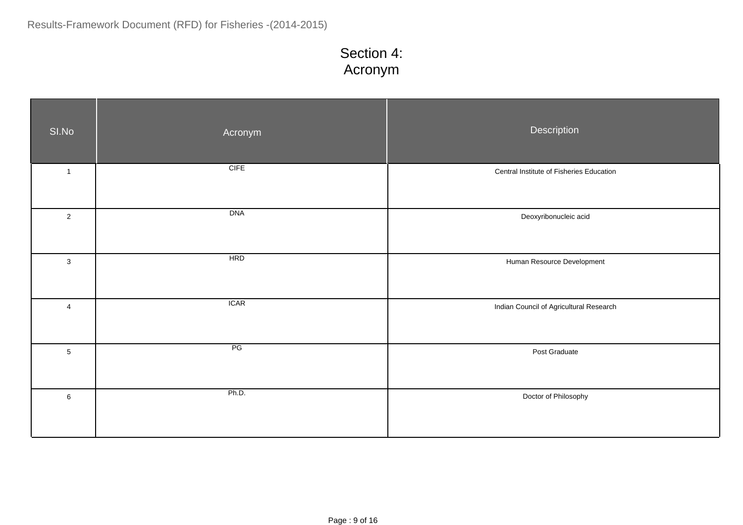# Section 4: Acronym

| SI.No | Acronym | Description |
|---|---|---|
| 1 | CIFE | Central Institute of Fisheries Education |
| 2 | DNA | Deoxyribonucleic acid |
| 3 | HRD | Human Resource Development |
| 4 | ICAR | Indian Council of Agricultural Research |
| 5 | PG | Post Graduate |
| 6 | Ph.D. | Doctor of Philosophy |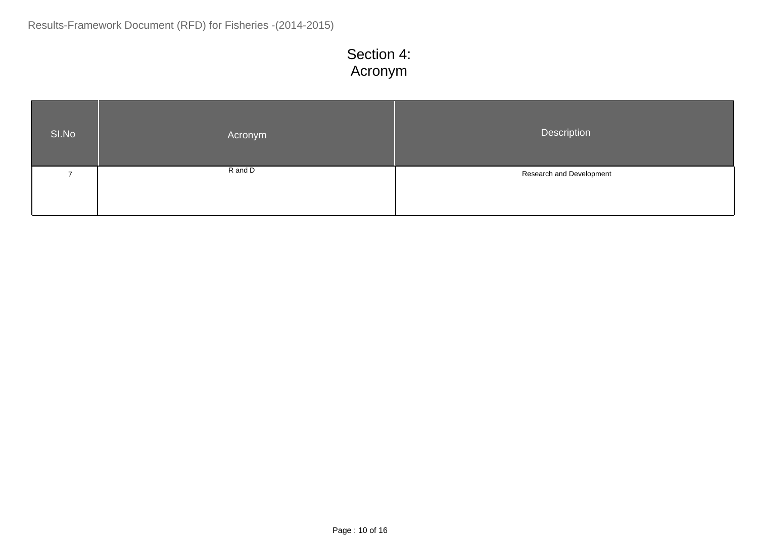# Section 4:
# Acronym

| SI.No | Acronym | Description |
|---|---|---|
| 7 | R and D | Research and Development |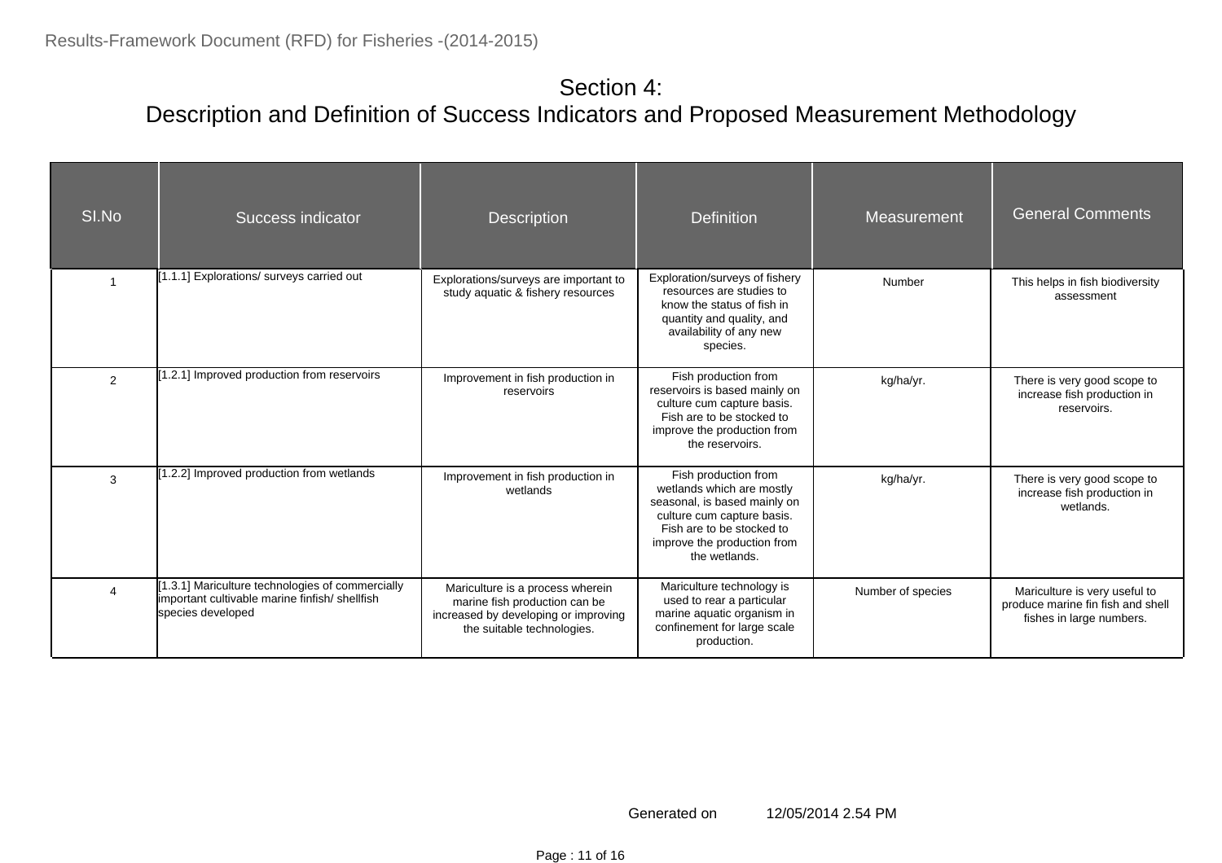# Section 4:
## Description and Definition of Success Indicators and Proposed Measurement Methodology

| SI.No | Success indicator | Description | Definition | Measurement | General Comments |
|---|---|---|---|---|---|
| 1 | [1.1.1] Explorations/ surveys carried out | Explorations/surveys are important to study aquatic & fishery resources | Exploration/surveys of fishery resources are studies to know the status of fish in quantity and quality, and availability of any new species. | Number | This helps in fish biodiversity assessment |
| 2 | [1.2.1] Improved production from reservoirs | Improvement in fish production in reservoirs | Fish production from reservoirs is based mainly on culture cum capture basis. Fish are to be stocked to improve the production from the reservoirs. | kg/ha/yr. | There is very good scope to increase fish production in reservoirs. |
| 3 | [1.2.2] Improved production from wetlands | Improvement in fish production in wetlands | Fish production from wetlands which are mostly seasonal, is based mainly on culture cum capture basis. Fish are to be stocked to improve the production from the wetlands. | kg/ha/yr. | There is very good scope to increase fish production in wetlands. |
| 4 | [1.3.1] Mariculture technologies of commercially important cultivable marine finfish/ shellfish species developed | Mariculture is a process wherein marine fish production can be increased by developing or improving the suitable technologies. | Mariculture technology is used to rear a particular marine aquatic organism in confinement for large scale production. | Number of species | Mariculture is very useful to produce marine fin fish and shell fishes in large numbers. |

Generated on 12/05/2014 2.54 PM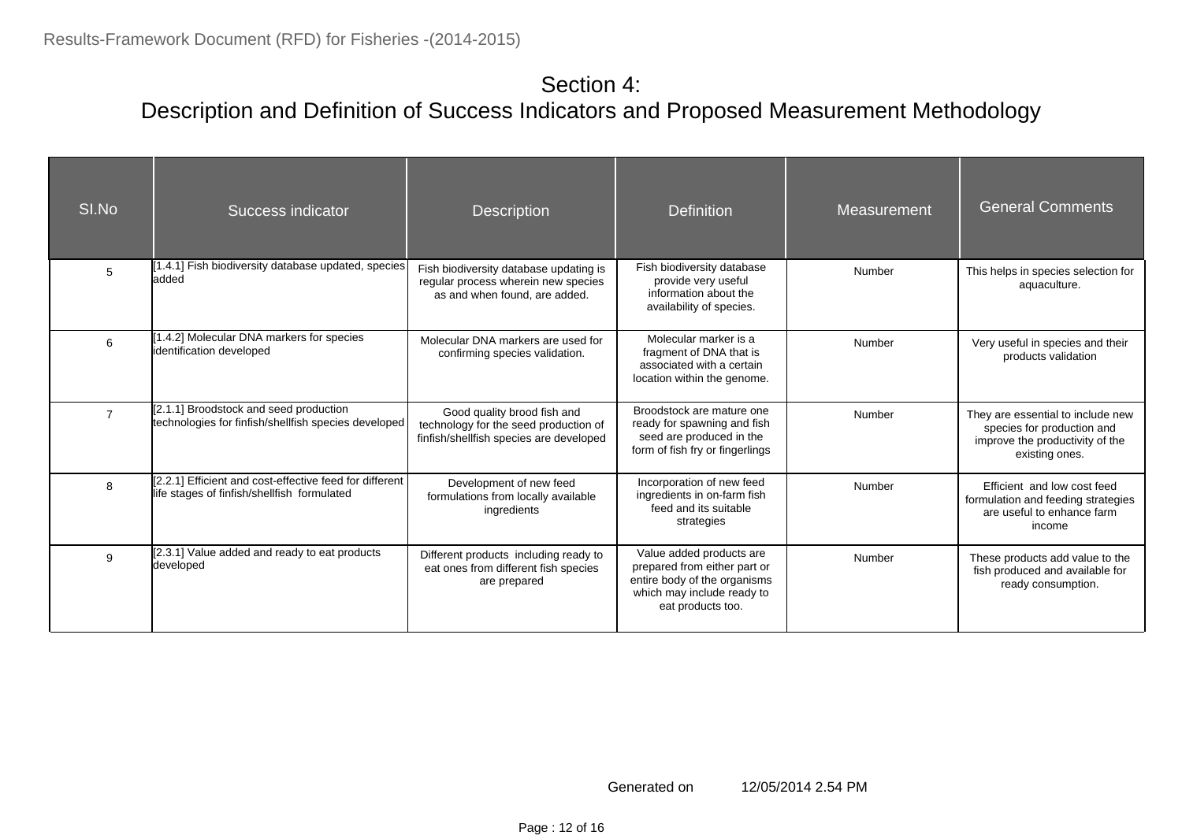## Section 4:
## Description and Definition of Success Indicators and Proposed Measurement Methodology

| SI.No | Success indicator | Description | Definition | Measurement | General Comments |
|---|---|---|---|---|---|
| 5 | [1.4.1] Fish biodiversity database updated, species added | Fish biodiversity database updating is regular process wherein new species as and when found, are added. | Fish biodiversity database provide very useful information about the availability of species. | Number | This helps in species selection for aquaculture. |
| 6 | [1.4.2] Molecular DNA markers for species identification developed | Molecular DNA markers are used for confirming species validation. | Molecular marker is a fragment of DNA that is associated with a certain location within the genome. | Number | Very useful in species and their products validation |
| 7 | [2.1.1] Broodstock and seed production technologies for finfish/shellfish species developed | Good quality brood fish and technology for the seed production of finfish/shellfish species are developed | Broodstock are mature one ready for spawning and fish seed are produced in the form of fish fry or fingerlings | Number | They are essential to include new species for production and improve the productivity of the existing ones. |
| 8 | [2.2.1] Efficient and cost-effective feed for different life stages of finfish/shellfish formulated | Development of new feed formulations from locally available ingredients | Incorporation of new feed ingredients in on-farm fish feed and its suitable strategies | Number | Efficient and low cost feed formulation and feeding strategies are useful to enhance farm income |
| 9 | [2.3.1] Value added and ready to eat products developed | Different products including ready to eat ones from different fish species are prepared | Value added products are prepared from either part or entire body of the organisms which may include ready to eat products too. | Number | These products add value to the fish produced and available for ready consumption. |

Generated on 12/05/2014 2.54 PM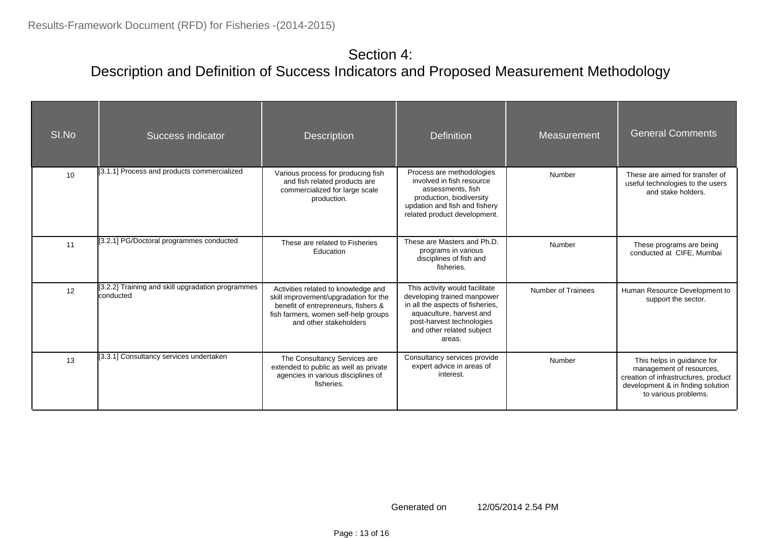# Section 4:
## Description and Definition of Success Indicators and Proposed Measurement Methodology

| SI.No | Success indicator | Description | Definition | Measurement | General Comments |
|---|---|---|---|---|---|
| 10 | [3.1.1] Process and products commercialized | Various process for producing fish and fish related products are commercialized for large scale production. | Process are methodologies involved in fish resource assessments, fish production, biodiversity updation and fish and fishery related product development. | Number | These are aimed for transfer of useful technologies to the users and stake holders. |
| 11 | [3.2.1] PG/Doctoral programmes conducted | These are related to Fisheries Education | These are Masters and Ph.D. programs in various disciplines of fish and fisheries. | Number | These programs are being conducted at CIFE, Mumbai |
| 12 | [3.2.2] Training and skill upgradation programmes conducted | Activities related to knowledge and skill improvement/upgradation for the benefit of entrepreneurs, fishers & fish farmers, women self-help groups and other stakeholders | This activity would facilitate developing trained manpower in all the aspects of fisheries, aquaculture, harvest and post-harvest technologies and other related subject areas. | Number of Trainees | Human Resource Development to support the sector. |
| 13 | [3.3.1] Consultancy services undertaken | The Consultancy Services are extended to public as well as private agencies in various disciplines of fisheries. | Consultancy services provide expert advice in areas of interest. | Number | This helps in guidance for management of resources, creation of infrastructures, product development & in finding solution to various problems. |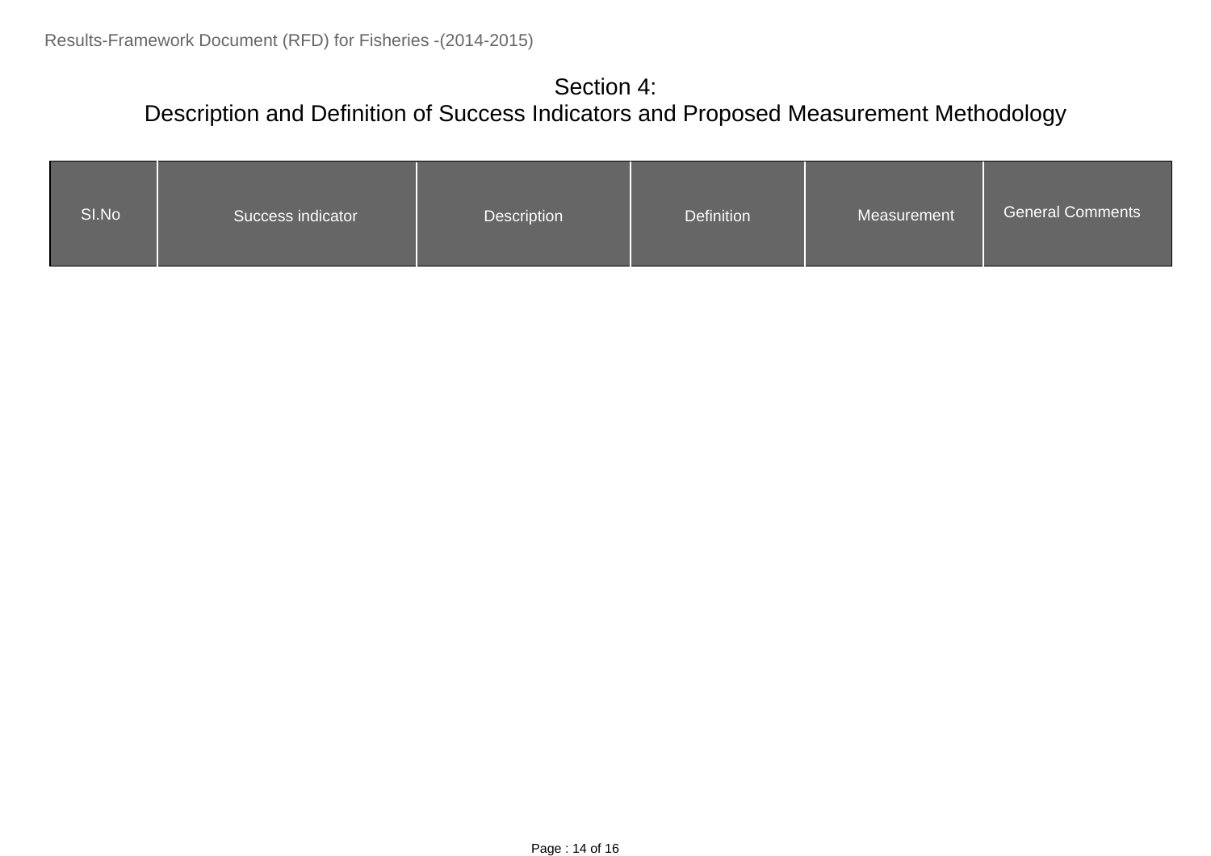# Section 4:
# Description and Definition of Success Indicators and Proposed Measurement Methodology

| SI.No | Success indicator | Description | Definition | Measurement | General Comments |
| --- | --- | --- | --- | --- | --- |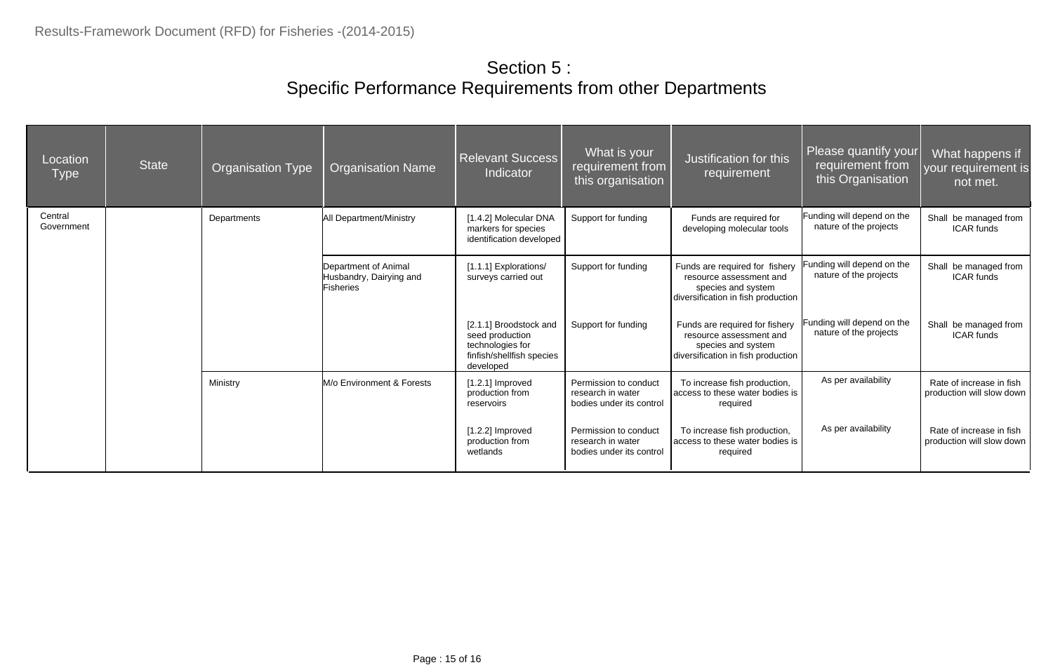# Section 5 :
## Specific Performance Requirements from other Departments

| Location Type | State | Organisation Type | Organisation Name | Relevant Success Indicator | What is your requirement from this organisation | Justification for this requirement | Please quantify your requirement from this Organisation | What happens if your requirement is not met. |
|---|---|---|---|---|---|---|---|---|
| Central Government | | Departments | All Department/Ministry | [1.4.2] Molecular DNA markers for species identification developed | Support for funding | Funds are required for developing molecular tools | Funding will depend on the nature of the projects | Shall be managed from ICAR funds |
| | | | Department of Animal Husbandry, Dairying and Fisheries | [1.1.1] Explorations/ surveys carried out | Support for funding | Funds are required for fishery resource assessment and species and system diversification in fish production | Funding will depend on the nature of the projects | Shall be managed from ICAR funds |
| | | | | [2.1.1] Broodstock and seed production technologies for finfish/shellfish species developed | Support for funding | Funds are required for fishery resource assessment and species and system diversification in fish production | Funding will depend on the nature of the projects | Shall be managed from ICAR funds |
| | | Ministry | M/o Environment & Forests | [1.2.1] Improved production from reservoirs | Permission to conduct research in water bodies under its control | To increase fish production, access to these water bodies is required | As per availability | Rate of increase in fish production will slow down |
| | | | | [1.2.2] Improved production from wetlands | Permission to conduct research in water bodies under its control | To increase fish production, access to these water bodies is required | As per availability | Rate of increase in fish production will slow down |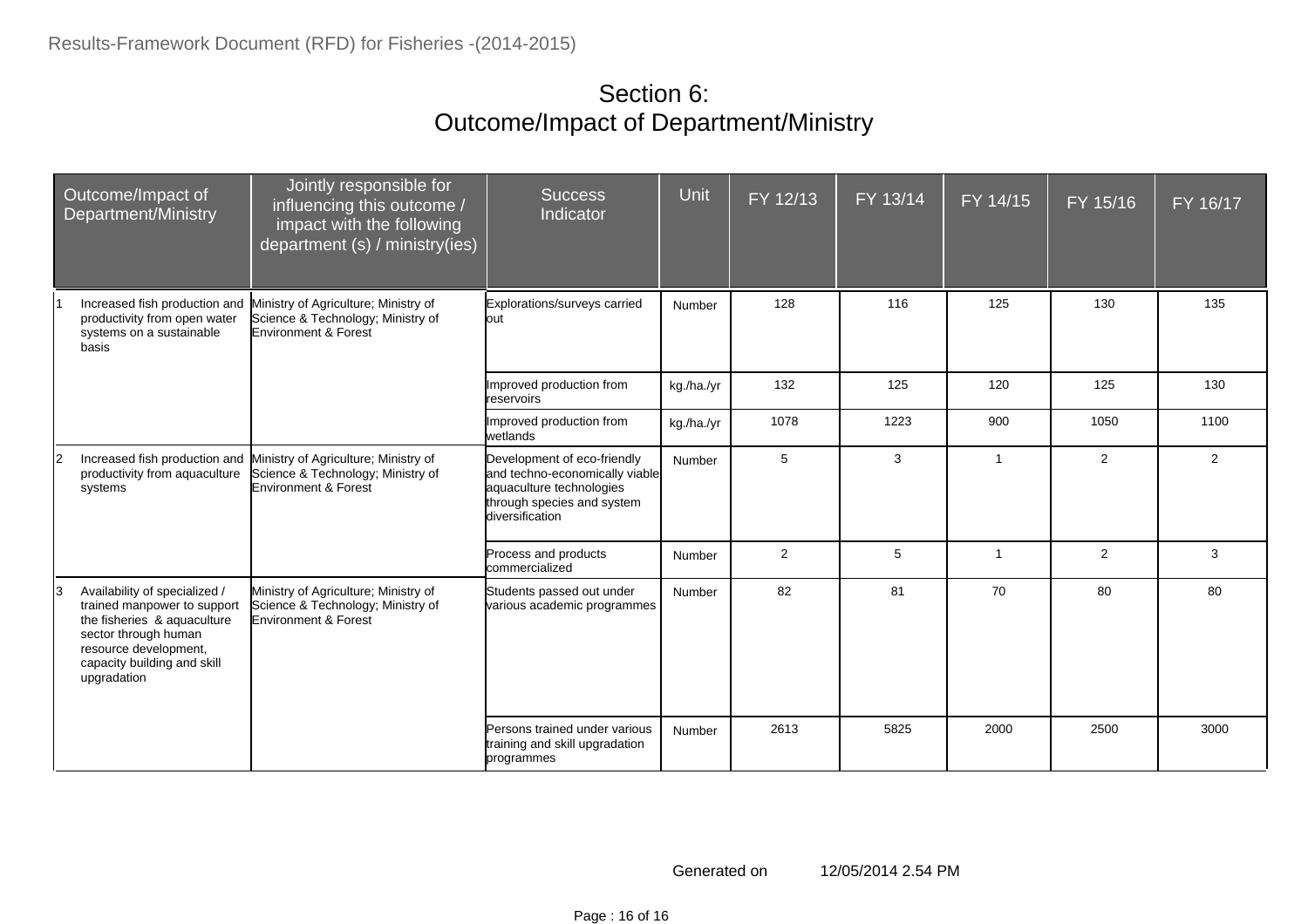# Section 6: Outcome/Impact of Department/Ministry

| Outcome/Impact of Department/Ministry | Jointly responsible for influencing this outcome / impact with the following department (s) / ministry(ies) | Success Indicator | Unit | FY 12/13 | FY 13/14 | FY 14/15 | FY 15/16 | FY 16/17 |
|---|---|---|---|---|---|---|---|---|
| 1 Increased fish production and productivity from open water systems on a sustainable basis | Ministry of Agriculture; Ministry of Science & Technology; Ministry of Environment & Forest | Explorations/surveys carried out | Number | 128 | 116 | 125 | 130 | 135 |
| | | Improved production from reservoirs | kg./ha./yr | 132 | 125 | 120 | 125 | 130 |
| | | Improved production from wetlands | kg./ha./yr | 1078 | 1223 | 900 | 1050 | 1100 |
| 2 Increased fish production and productivity from aquaculture systems | Ministry of Agriculture; Ministry of Science & Technology; Ministry of Environment & Forest | Development of eco-friendly and techno-economically viable aquaculture technologies through species and system diversification | Number | 5 | 3 | 1 | 2 | 2 |
| | | Process and products commercialized | Number | 2 | 5 | 1 | 2 | 3 |
| 3 Availability of specialized / trained manpower to support the fisheries & aquaculture sector through human resource development, capacity building and skill upgradation | Ministry of Agriculture; Ministry of Science & Technology; Ministry of Environment & Forest | Students passed out under various academic programmes | Number | 82 | 81 | 70 | 80 | 80 |
| | | Persons trained under various training and skill upgradation programmes | Number | 2613 | 5825 | 2000 | 2500 | 3000 |

Generated on 12/05/2014 2.54 PM